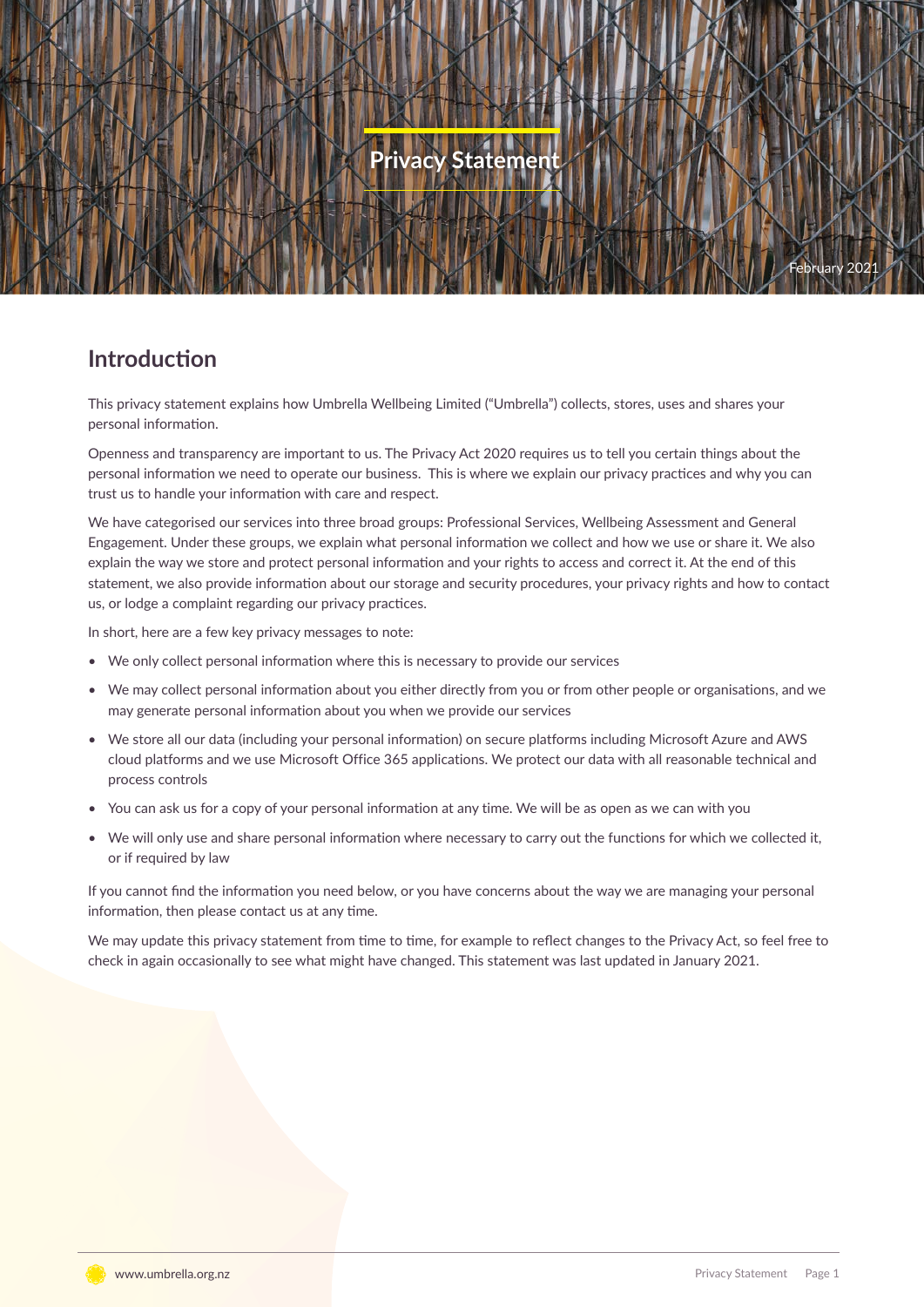# Privacy Statement

February 2021

## Introduction

This privacy statement explains how Umbrella Wellbeing Limited ("Umbrella") collects, stores, uses and shares your personal information.

Openness and transparency are important to us. The Privacy Act 2020 requires us to tell you certain things about the personal information we need to operate our business. This is where we explain our privacy practices and why you can trust us to handle your information with care and respect.

We have categorised our services into three broad groups: Professional Services, Wellbeing Assessment and General Engagement. Under these groups, we explain what personal information we collect and how we use or share it. We also explain the way we store and protect personal information and your rights to access and correct it. At the end of this statement, we also provide information about our storage and security procedures, your privacy rights and how to contact us, or lodge a complaint regarding our privacy practices.

In short, here are a few key privacy messages to note:

- We only collect personal information where this is necessary to provide our services
- We may collect personal information about you either directly from you or from other people or organisations, and we may generate personal information about you when we provide our services
- We store all our data (including your personal information) on secure platforms including Microsoft Azure and AWS cloud platforms and we use Microsoft Office 365 applications. We protect our data with all reasonable technical and process controls
- You can ask us for a copy of your personal information at any time. We will be as open as we can with you
- We will only use and share personal information where necessary to carry out the functions for which we collected it, or if required by law

If you cannot find the information you need below, or you have concerns about the way we are managing your personal information, then please contact us at any time.

We may update this privacy statement from time to time, for example to reflect changes to the Privacy Act, so feel free to check in again occasionally to see what might have changed. This statement was last updated in January 2021.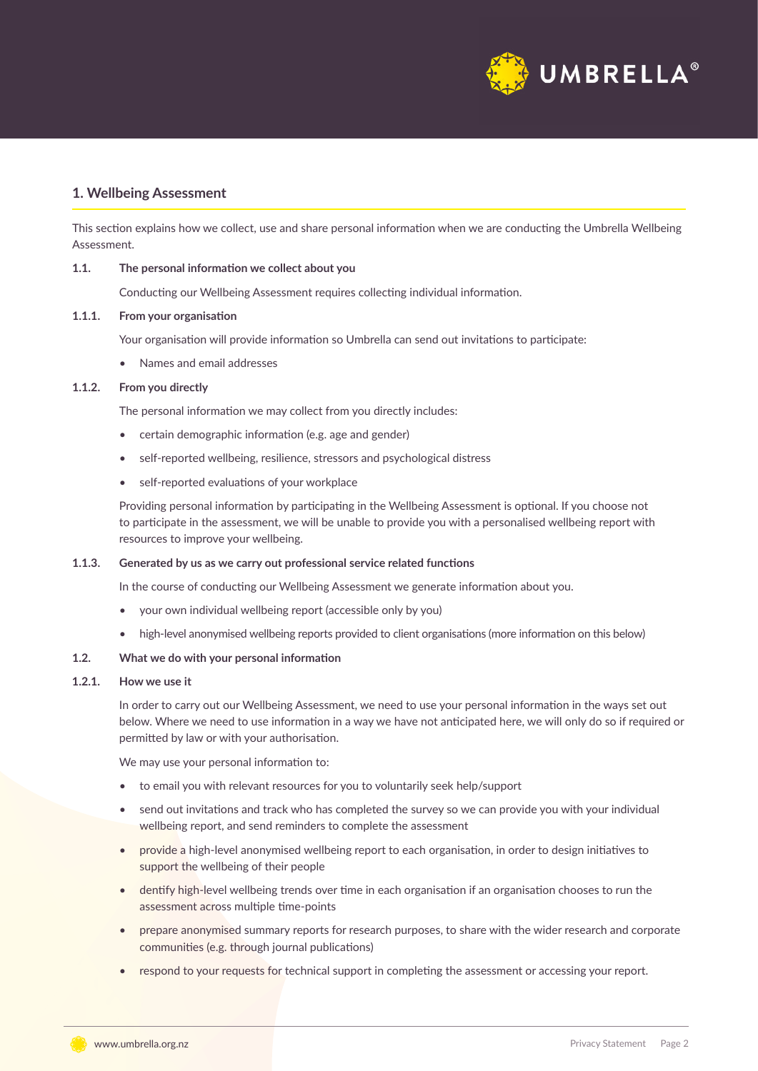## 1. Wellbeing Assessment

This section explains how we collect, use and share personal information when we are conducting the Umbrella Wellbeing Assessment.

**1.1. The personal information we collect about you**

Conducting our Wellbeing Assessment requires collecting individual information.

**1.1.1. From your organisation**

Your organisation will provide information so Umbrella can send out invitations to participate:

- Names and email addresses

**1.1.2. From you directly**

The personal information we may collect from you directly includes:

- certain demographic information (e.g. age and gender)
- self-reported wellbeing, resilience, stressors and psychological distress
- self-reported evaluations of your workplace

Providing personal information by participating in the Wellbeing Assessment is optional. If you choose not to participate in the assessment, we will be unable to provide you with a personalised wellbeing report with resources to improve your wellbeing.

**1.1.3. Generated by us as we carry out professional service related functions**

In the course of conducting our Wellbeing Assessment we generate information about you.

- your own individual wellbeing report (accessible only by you)
- high-level anonymised wellbeing reports provided to client organisations (more information on this below)

**1.2. What we do with your personal information**

**1.2.1. How we use it**

In order to carry out our Wellbeing Assessment, we need to use your personal information in the ways set out below. Where we need to use information in a way we have not anticipated here, we will only do so if required or permitted by law or with your authorisation.

We may use your personal information to:

- to email you with relevant resources for you to voluntarily seek help/support
- send out invitations and track who has completed the survey so we can provide you with your individual wellbeing report, and send reminders to complete the assessment
- provide a high-level anonymised wellbeing report to each organisation, in order to design initiatives to support the wellbeing of their people
- dentify high-level wellbeing trends over time in each organisation if an organisation chooses to run the assessment across multiple time-points
- prepare anonymised summary reports for research purposes, to share with the wider research and corporate communities (e.g. through journal publications)
- respond to your requests for technical support in completing the assessment or accessing your report.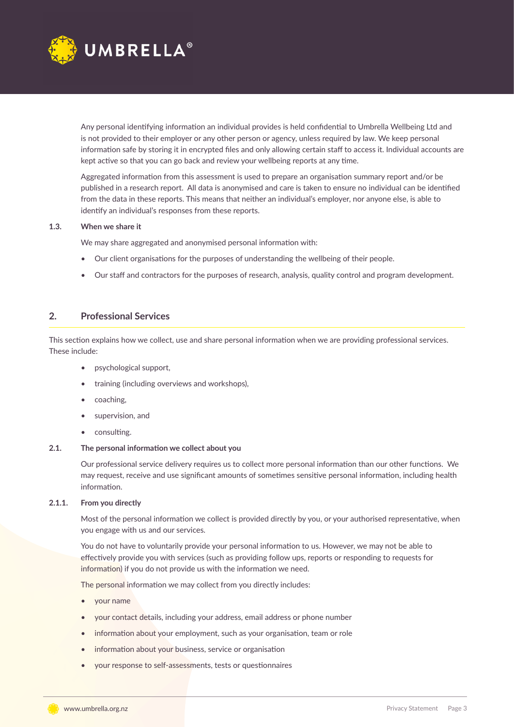Any personal identifying information an individual provides is held confidential to Umbrella Wellbeing Ltd and is not provided to their employer or any other person or agency, unless required by law. We keep personal information safe by storing it in encrypted files and only allowing certain staff to access it. Individual accounts are kept active so that you can go back and review your wellbeing reports at any time.

Aggregated information from this assessment is used to prepare an organisation summary report and/or be published in a research report. All data is anonymised and care is taken to ensure no individual can be identified from the data in these reports. This means that neither an individual's employer, nor anyone else, is able to identify an individual's responses from these reports.

### 1.3. When we share it

We may share aggregated and anonymised personal information with:

- Our client organisations for the purposes of understanding the wellbeing of their people.
- Our staff and contractors for the purposes of research, analysis, quality control and program development.

## 2. Professional Services

This section explains how we collect, use and share personal information when we are providing professional services. These include:

- psychological support,
- training (including overviews and workshops),
- coaching,
- supervision, and
- consulting.

### 2.1. The personal information we collect about you

Our professional service delivery requires us to collect more personal information than our other functions. We may request, receive and use significant amounts of sometimes sensitive personal information, including health information.

#### 2.1.1. From you directly

Most of the personal information we collect is provided directly by you, or your authorised representative, when you engage with us and our services.

You do not have to voluntarily provide your personal information to us. However, we may not be able to effectively provide you with services (such as providing follow ups, reports or responding to requests for information) if you do not provide us with the information we need.

The personal information we may collect from you directly includes:

- your name
- your contact details, including your address, email address or phone number
- information about your employment, such as your organisation, team or role
- information about your business, service or organisation
- your response to self-assessments, tests or questionnaires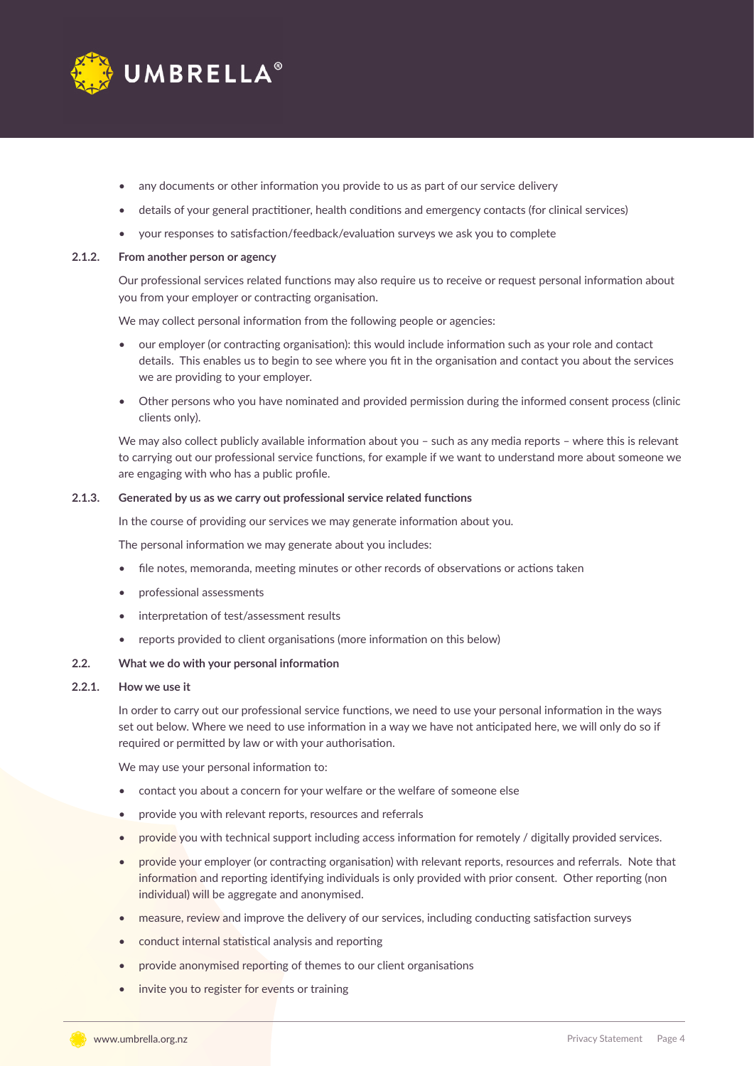- any documents or other information you provide to us as part of our service delivery
- details of your general practitioner, health conditions and emergency contacts (for clinical services)
- your responses to satisfaction/feedback/evaluation surveys we ask you to complete

### 2.1.2. From another person or agency

Our professional services related functions may also require us to receive or request personal information about you from your employer or contracting organisation.

We may collect personal information from the following people or agencies:

- our employer (or contracting organisation): this would include information such as your role and contact details. This enables us to begin to see where you fit in the organisation and contact you about the services we are providing to your employer.
- Other persons who you have nominated and provided permission during the informed consent process (clinic clients only).

We may also collect publicly available information about you – such as any media reports – where this is relevant to carrying out our professional service functions, for example if we want to understand more about someone we are engaging with who has a public profile.

### 2.1.3. Generated by us as we carry out professional service related functions

In the course of providing our services we may generate information about you.

The personal information we may generate about you includes:

- file notes, memoranda, meeting minutes or other records of observations or actions taken
- professional assessments
- interpretation of test/assessment results
- reports provided to client organisations (more information on this below)

## 2.2. What we do with your personal information

### 2.2.1. How we use it

In order to carry out our professional service functions, we need to use your personal information in the ways set out below. Where we need to use information in a way we have not anticipated here, we will only do so if required or permitted by law or with your authorisation.

We may use your personal information to:

- contact you about a concern for your welfare or the welfare of someone else
- provide you with relevant reports, resources and referrals
- provide you with technical support including access information for remotely / digitally provided services.
- provide your employer (or contracting organisation) with relevant reports, resources and referrals. Note that information and reporting identifying individuals is only provided with prior consent. Other reporting (non individual) will be aggregate and anonymised.
- measure, review and improve the delivery of our services, including conducting satisfaction surveys
- conduct internal statistical analysis and reporting
- provide anonymised reporting of themes to our client organisations
- invite you to register for events or training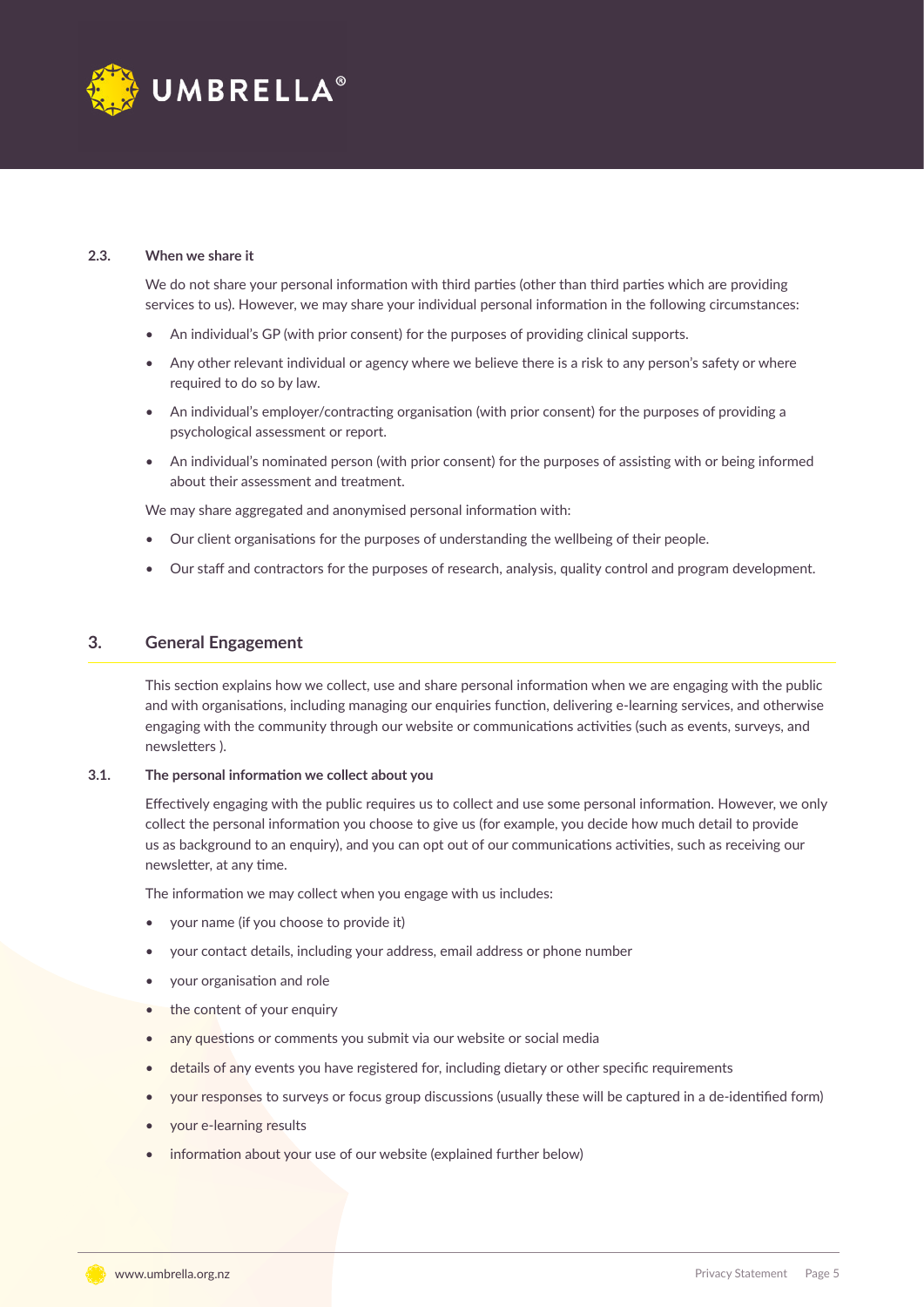### 2.3. When we share it

We do not share your personal information with third parties (other than third parties which are providing services to us). However, we may share your individual personal information in the following circumstances:

- An individual's GP (with prior consent) for the purposes of providing clinical supports.
- Any other relevant individual or agency where we believe there is a risk to any person's safety or where required to do so by law.
- An individual's employer/contracting organisation (with prior consent) for the purposes of providing a psychological assessment or report.
- An individual's nominated person (with prior consent) for the purposes of assisting with or being informed about their assessment and treatment.

We may share aggregated and anonymised personal information with:

- Our client organisations for the purposes of understanding the wellbeing of their people.
- Our staff and contractors for the purposes of research, analysis, quality control and program development.

## 3. General Engagement

This section explains how we collect, use and share personal information when we are engaging with the public and with organisations, including managing our enquiries function, delivering e-learning services, and otherwise engaging with the community through our website or communications activities (such as events, surveys, and newsletters ).

### 3.1. The personal information we collect about you

Effectively engaging with the public requires us to collect and use some personal information. However, we only collect the personal information you choose to give us (for example, you decide how much detail to provide us as background to an enquiry), and you can opt out of our communications activities, such as receiving our newsletter, at any time.

The information we may collect when you engage with us includes:

- your name (if you choose to provide it)
- your contact details, including your address, email address or phone number
- your organisation and role
- the content of your enquiry
- any questions or comments you submit via our website or social media
- details of any events you have registered for, including dietary or other specific requirements
- your responses to surveys or focus group discussions (usually these will be captured in a de-identified form)
- your e-learning results
- information about your use of our website (explained further below)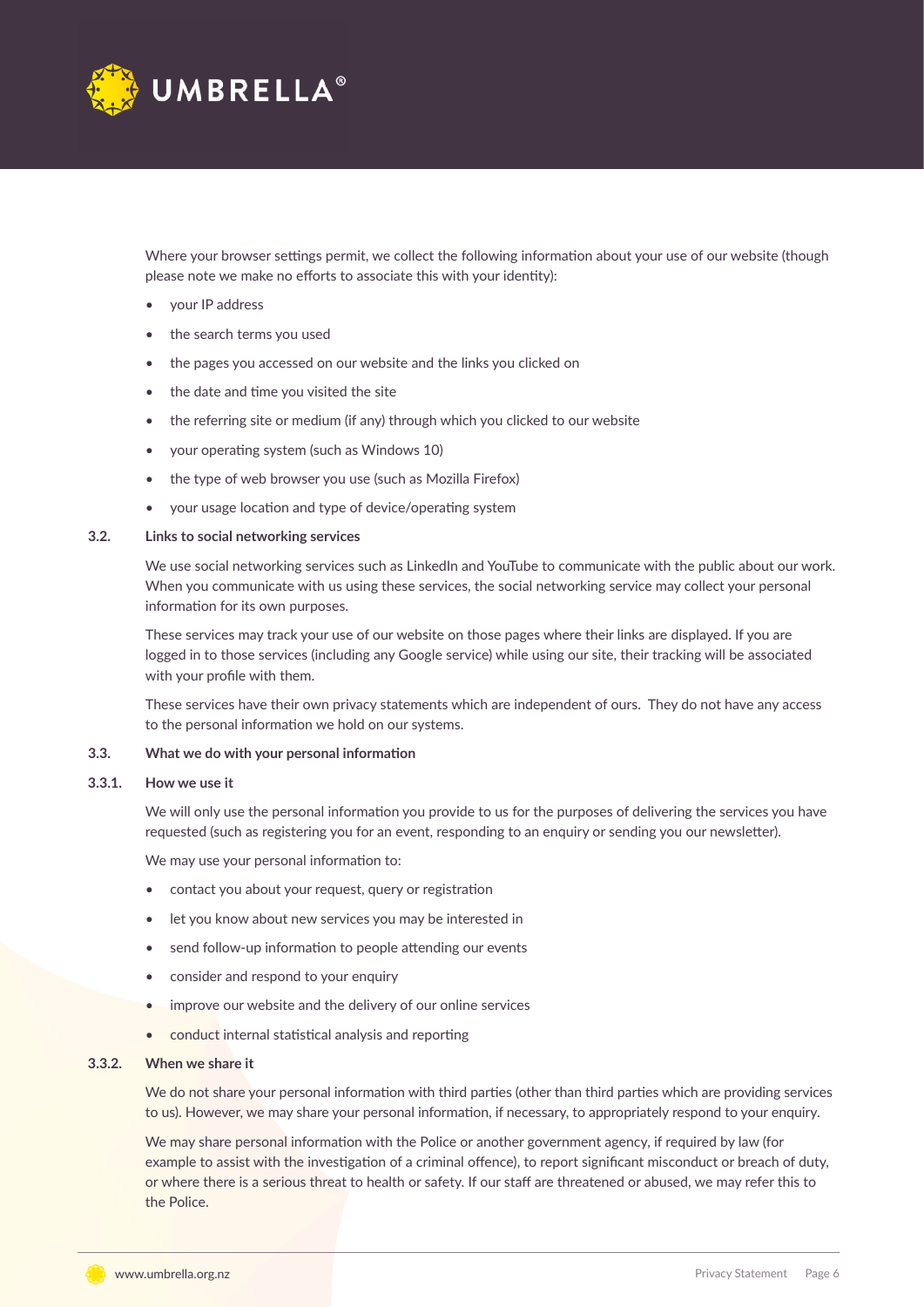Where your browser settings permit, we collect the following information about your use of our website (though please note we make no efforts to associate this with your identity):

- your IP address
- the search terms you used
- the pages you accessed on our website and the links you clicked on
- the date and time you visited the site
- the referring site or medium (if any) through which you clicked to our website
- your operating system (such as Windows 10)
- the type of web browser you use (such as Mozilla Firefox)
- your usage location and type of device/operating system

### 3.2. Links to social networking services

We use social networking services such as LinkedIn and YouTube to communicate with the public about our work. When you communicate with us using these services, the social networking service may collect your personal information for its own purposes.

These services may track your use of our website on those pages where their links are displayed. If you are logged in to those services (including any Google service) while using our site, their tracking will be associated with your profile with them.

These services have their own privacy statements which are independent of ours. They do not have any access to the personal information we hold on our systems.

### 3.3. What we do with your personal information

#### 3.3.1. How we use it

We will only use the personal information you provide to us for the purposes of delivering the services you have requested (such as registering you for an event, responding to an enquiry or sending you our newsletter).

We may use your personal information to:

- contact you about your request, query or registration
- let you know about new services you may be interested in
- send follow-up information to people attending our events
- consider and respond to your enquiry
- improve our website and the delivery of our online services
- conduct internal statistical analysis and reporting

#### 3.3.2. When we share it

We do not share your personal information with third parties (other than third parties which are providing services to us). However, we may share your personal information, if necessary, to appropriately respond to your enquiry.

We may share personal information with the Police or another government agency, if required by law (for example to assist with the investigation of a criminal offence), to report significant misconduct or breach of duty, or where there is a serious threat to health or safety. If our staff are threatened or abused, we may refer this to the Police.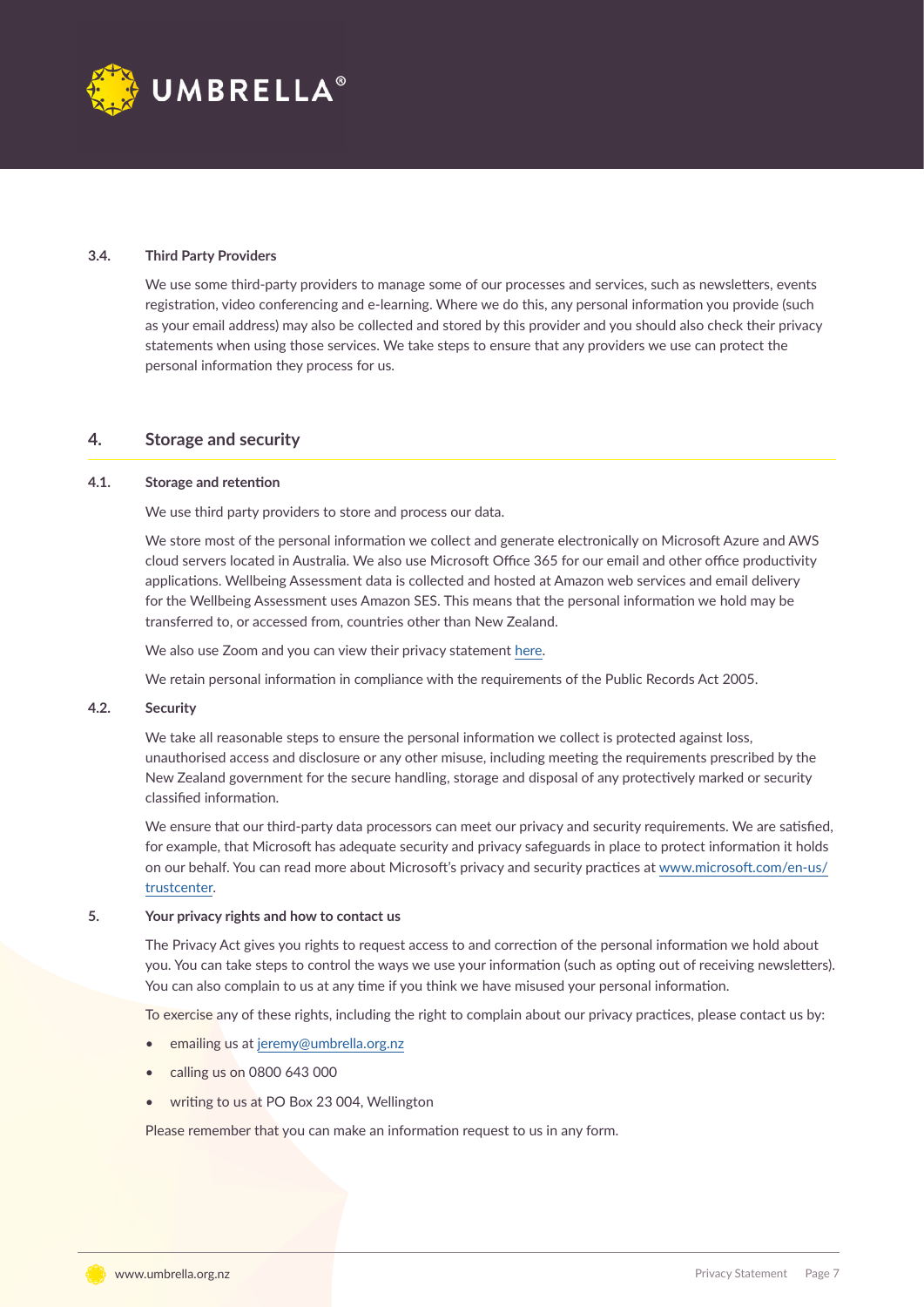### 3.4. Third Party Providers

We use some third-party providers to manage some of our processes and services, such as newsletters, events registration, video conferencing and e-learning. Where we do this, any personal information you provide (such as your email address) may also be collected and stored by this provider and you should also check their privacy statements when using those services. We take steps to ensure that any providers we use can protect the personal information they process for us.

## 4. Storage and security

### 4.1. Storage and retention

We use third party providers to store and process our data.

We store most of the personal information we collect and generate electronically on Microsoft Azure and AWS cloud servers located in Australia. We also use Microsoft Office 365 for our email and other office productivity applications. Wellbeing Assessment data is collected and hosted at Amazon web services and email delivery for the Wellbeing Assessment uses Amazon SES. This means that the personal information we hold may be transferred to, or accessed from, countries other than New Zealand.

We also use Zoom and you can view their privacy statement here.

We retain personal information in compliance with the requirements of the Public Records Act 2005.

### 4.2. Security

We take all reasonable steps to ensure the personal information we collect is protected against loss, unauthorised access and disclosure or any other misuse, including meeting the requirements prescribed by the New Zealand government for the secure handling, storage and disposal of any protectively marked or security classified information.

We ensure that our third-party data processors can meet our privacy and security requirements. We are satisfied, for example, that Microsoft has adequate security and privacy safeguards in place to protect information it holds on our behalf. You can read more about Microsoft's privacy and security practices at www.microsoft.com/en-us/trustcenter.

### 5. Your privacy rights and how to contact us

The Privacy Act gives you rights to request access to and correction of the personal information we hold about you. You can take steps to control the ways we use your information (such as opting out of receiving newsletters). You can also complain to us at any time if you think we have misused your personal information.

To exercise any of these rights, including the right to complain about our privacy practices, please contact us by:

- emailing us at jeremy@umbrella.org.nz
- calling us on 0800 643 000
- writing to us at PO Box 23 004, Wellington

Please remember that you can make an information request to us in any form.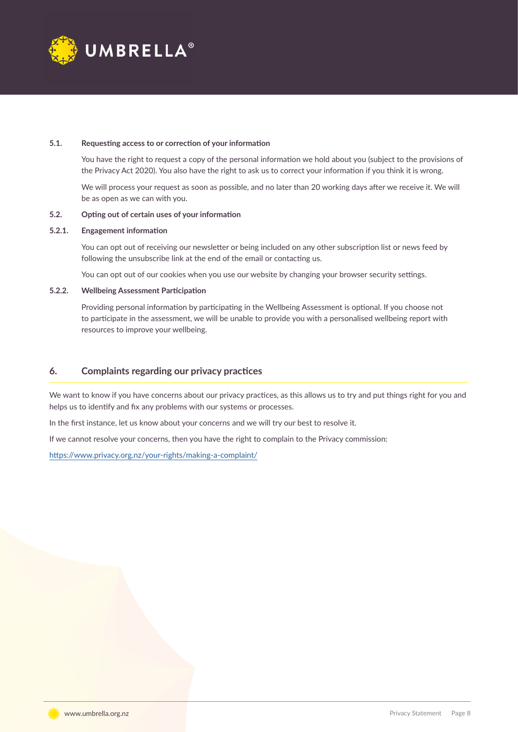### 5.1. Requesting access to or correction of your information

You have the right to request a copy of the personal information we hold about you (subject to the provisions of the Privacy Act 2020). You also have the right to ask us to correct your information if you think it is wrong.

We will process your request as soon as possible, and no later than 20 working days after we receive it. We will be as open as we can with you.

### 5.2. Opting out of certain uses of your information

#### 5.2.1. Engagement information

You can opt out of receiving our newsletter or being included on any other subscription list or news feed by following the unsubscribe link at the end of the email or contacting us.

You can opt out of our cookies when you use our website by changing your browser security settings.

#### 5.2.2. Wellbeing Assessment Participation

Providing personal information by participating in the Wellbeing Assessment is optional. If you choose not to participate in the assessment, we will be unable to provide you with a personalised wellbeing report with resources to improve your wellbeing.

## 6. Complaints regarding our privacy practices

We want to know if you have concerns about our privacy practices, as this allows us to try and put things right for you and helps us to identify and fix any problems with our systems or processes.

In the first instance, let us know about your concerns and we will try our best to resolve it.

If we cannot resolve your concerns, then you have the right to complain to the Privacy commission:

https://www.privacy.org.nz/your-rights/making-a-complaint/